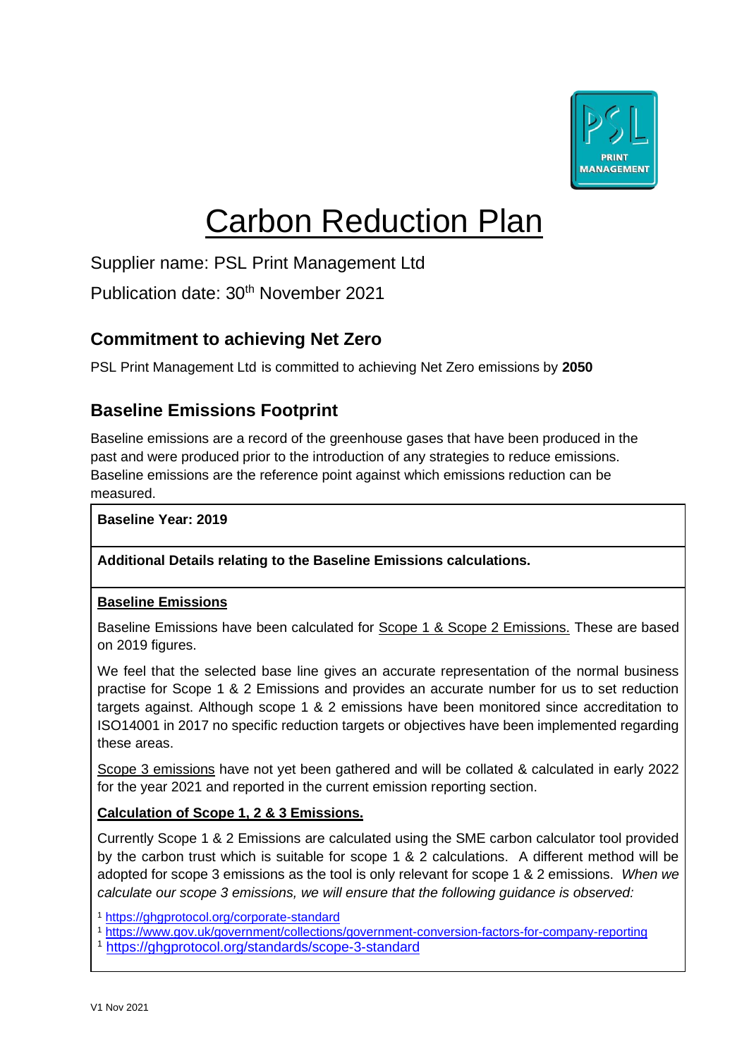# Carbon Reduction Plan

Supplier name: PSL Print Management Ltd

Publication date: 30th November 2021

## Commitment to achieving Net Zero

PSL Print Management Ltd is committed to achieving Net Zero emissions by **2050**

## Baseline Emissions Footprint

Baseline emissions are a record of the greenhouse gases that have been produced in the past and were produced prior to the introduction of any strategies to reduce emissions. Baseline emissions are the reference point against which emissions reduction can be measured.

**Baseline Year: 2019**

**Additional Details relating to the Baseline Emissions calculations.**

**Baseline Emissions**

Baseline Emissions have been calculated for Scope 1 & Scope 2 Emissions. These are based on 2019 figures.

We feel that the selected base line gives an accurate representation of the normal business practise for Scope 1 & 2 Emissions and provides an accurate number for us to set reduction targets against. Although scope 1 & 2 emissions have been monitored since accreditation to ISO14001 in 2017 no specific reduction targets or objectives have been implemented regarding these areas.

Scope 3 emissions have not yet been gathered and will be collated & calculated in early 2022 for the year 2021 and reported in the current emission reporting section.

**Calculation of Scope 1, 2 & 3 Emissions.**

Currently Scope 1 & 2 Emissions are calculated using the SME carbon calculator tool provided by the carbon trust which is suitable for scope 1 & 2 calculations. A different method will be adopted for scope 3 emissions as the tool is only relevant for scope 1 & 2 emissions. *When we calculate our scope 3 emissions, we will ensure that the following guidance is observed:*

[1] https://ghgprotocol.org/corporate-standard
[1] https://www.gov.uk/government/collections/government-conversion-factors-for-company-reporting
[1] https://ghgprotocol.org/standards/scope-3-standard

V1 Nov 2021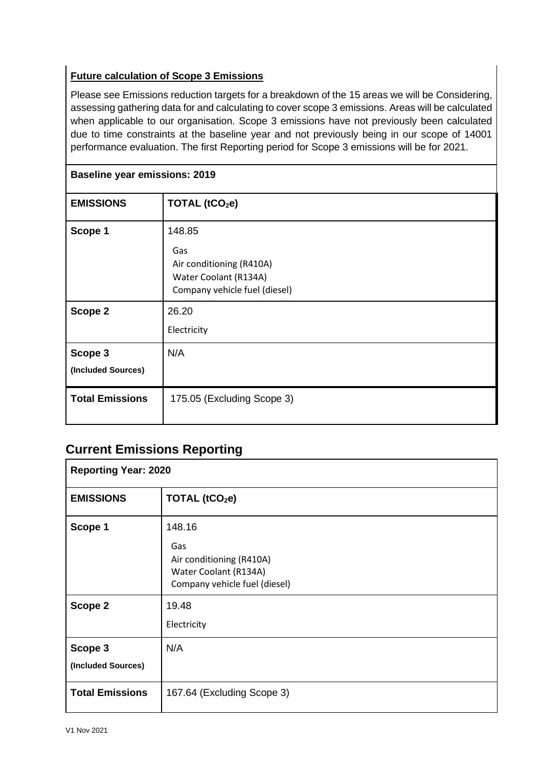**Future calculation of Scope 3 Emissions**

Please see Emissions reduction targets for a breakdown of the 15 areas we will be Considering, assessing gathering data for and calculating to cover scope 3 emissions. Areas will be calculated when applicable to our organisation. Scope 3 emissions have not previously been calculated due to time constraints at the baseline year and not previously being in our scope of 14001 performance evaluation. The first Reporting period for Scope 3 emissions will be for 2021.

| **Baseline year emissions: 2019** | |
|---|---|
| **EMISSIONS** | **TOTAL ($tCO_2e$)** |
| **Scope 1** | 148.85<br>Gas<br>Air conditioning (R410A)<br>Water Coolant (R134A)<br>Company vehicle fuel (diesel) |
| **Scope 2** | 26.20<br>Electricity |
| **Scope 3 (Included Sources)** | N/A |
| **Total Emissions** | 175.05 (Excluding Scope 3) |

## Current Emissions Reporting

| **Reporting Year: 2020** | |
|---|---|
| **EMISSIONS** | **TOTAL ($tCO_2e$)** |
| **Scope 1** | 148.16<br>Gas<br>Air conditioning (R410A)<br>Water Coolant (R134A)<br>Company vehicle fuel (diesel) |
| **Scope 2** | 19.48<br>Electricity |
| **Scope 3 (Included Sources)** | N/A |
| **Total Emissions** | 167.64 (Excluding Scope 3) |

V1 Nov 2021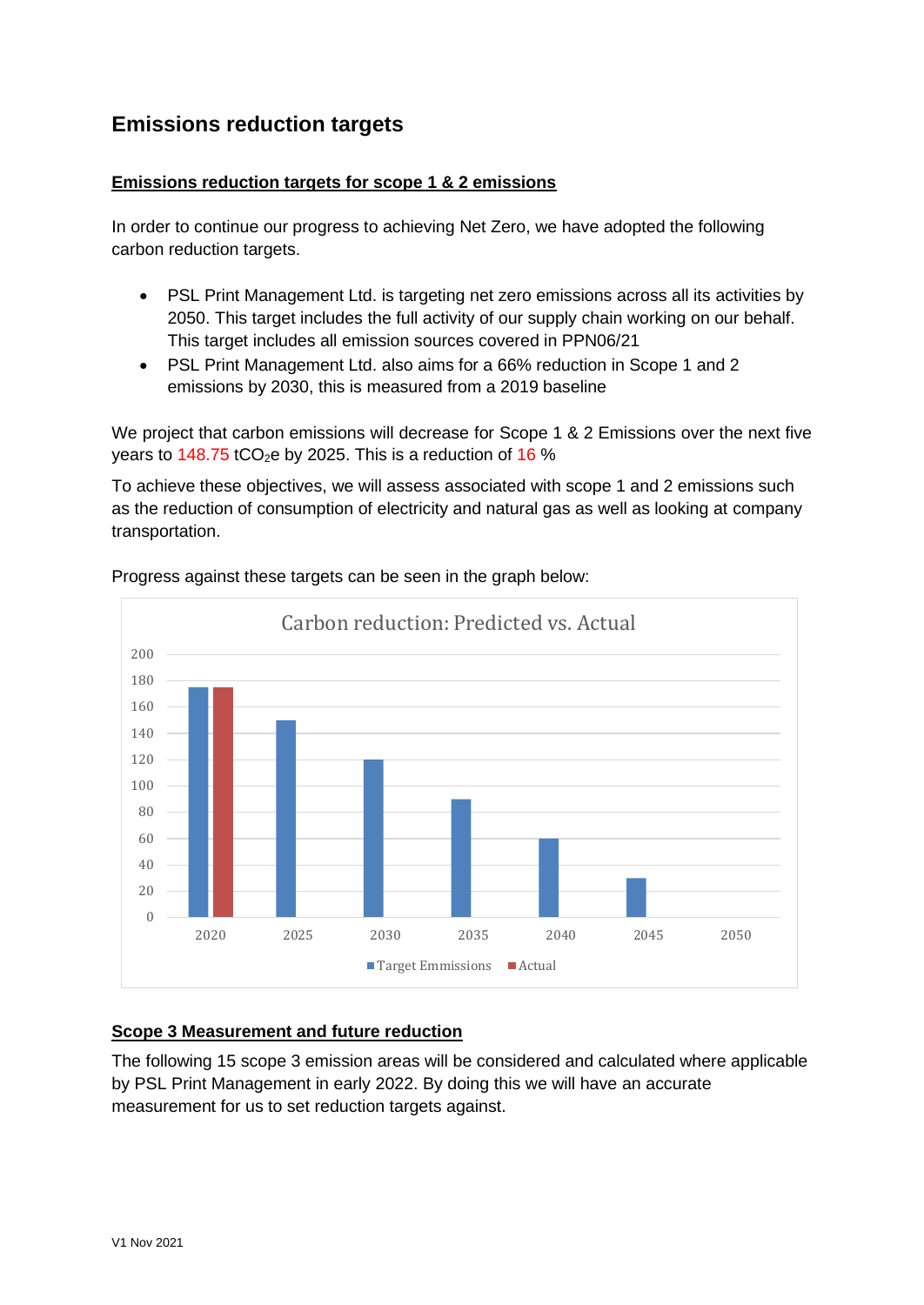## Emissions reduction targets

**Emissions reduction targets for scope 1 & 2 emissions**

In order to continue our progress to achieving Net Zero, we have adopted the following carbon reduction targets.

- PSL Print Management Ltd. is targeting net zero emissions across all its activities by 2050. This target includes the full activity of our supply chain working on our behalf. This target includes all emission sources covered in PPN06/21
- PSL Print Management Ltd. also aims for a 66% reduction in Scope 1 and 2 emissions by 2030, this is measured from a 2019 baseline

We project that carbon emissions will decrease for Scope 1 & 2 Emissions over the next five years to 148.75 $tCO_2e$ by 2025. This is a reduction of 16 %

To achieve these objectives, we will assess associated with scope 1 and 2 emissions such as the reduction of consumption of electricity and natural gas as well as looking at company transportation.

Progress against these targets can be seen in the graph below:

**Carbon reduction: Predicted vs. Actual**

| Year | Target Emmissions | Actual |
|---|---|---|
| 2020 | 175 | 175 |
| 2025 | 150 | |
| 2030 | 120 | |
| 2035 | 90 | |
| 2040 | 60 | |
| 2045 | 30 | |
| 2050 | 0 | |

**Scope 3 Measurement and future reduction**

The following 15 scope 3 emission areas will be considered and calculated where applicable by PSL Print Management in early 2022. By doing this we will have an accurate measurement for us to set reduction targets against.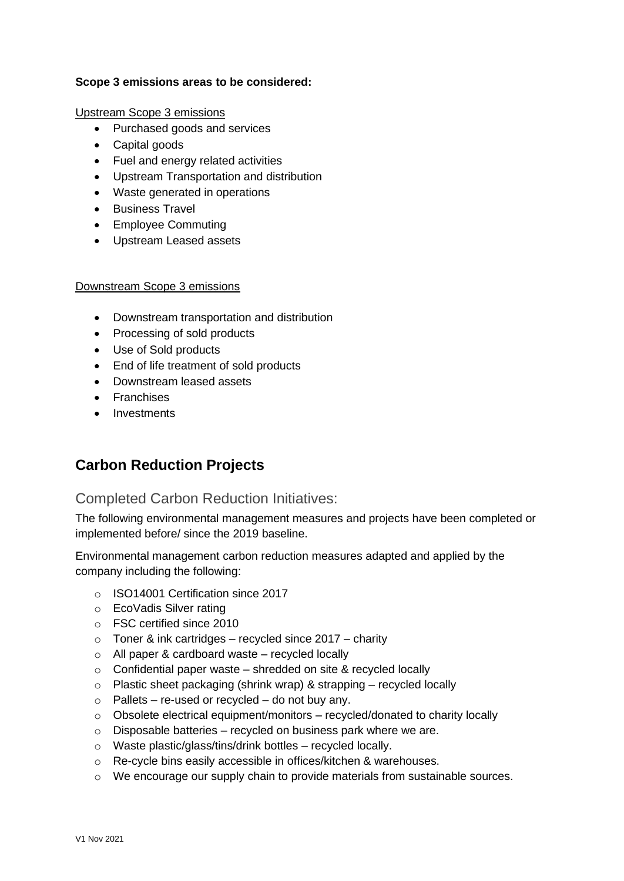**Scope 3 emissions areas to be considered:**

Upstream Scope 3 emissions

- Purchased goods and services
- Capital goods
- Fuel and energy related activities
- Upstream Transportation and distribution
- Waste generated in operations
- Business Travel
- Employee Commuting
- Upstream Leased assets

Downstream Scope 3 emissions

- Downstream transportation and distribution
- Processing of sold products
- Use of Sold products
- End of life treatment of sold products
- Downstream leased assets
- Franchises
- Investments

## Carbon Reduction Projects

### Completed Carbon Reduction Initiatives:

The following environmental management measures and projects have been completed or implemented before/ since the 2019 baseline.

Environmental management carbon reduction measures adapted and applied by the company including the following:

- ISO14001 Certification since 2017
- EcoVadis Silver rating
- FSC certified since 2010
- Toner & ink cartridges – recycled since 2017 – charity
- All paper & cardboard waste – recycled locally
- Confidential paper waste – shredded on site & recycled locally
- Plastic sheet packaging (shrink wrap) & strapping – recycled locally
- Pallets – re-used or recycled – do not buy any.
- Obsolete electrical equipment/monitors – recycled/donated to charity locally
- Disposable batteries – recycled on business park where we are.
- Waste plastic/glass/tins/drink bottles – recycled locally.
- Re-cycle bins easily accessible in offices/kitchen & warehouses.
- We encourage our supply chain to provide materials from sustainable sources.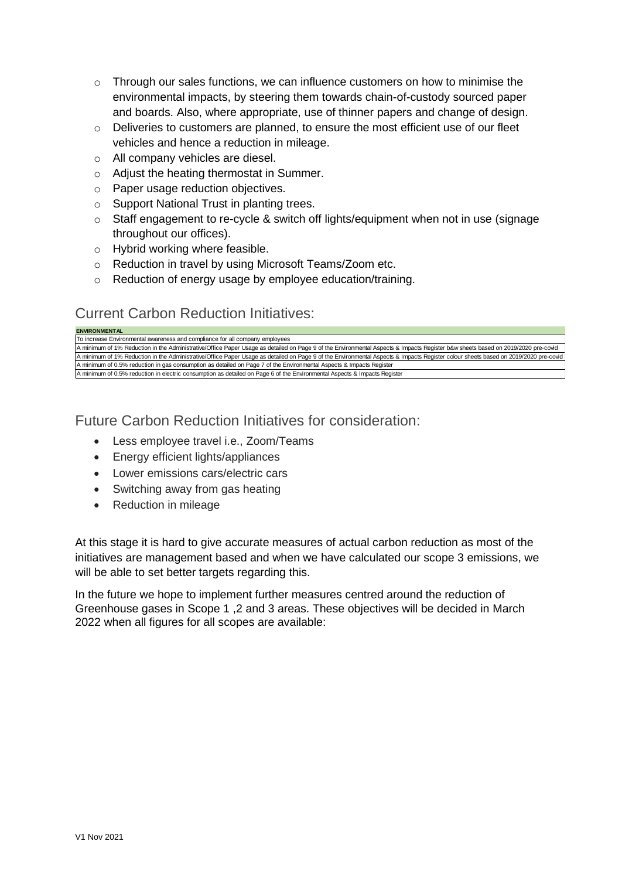- Through our sales functions, we can influence customers on how to minimise the environmental impacts, by steering them towards chain-of-custody sourced paper and boards. Also, where appropriate, use of thinner papers and change of design.
- Deliveries to customers are planned, to ensure the most efficient use of our fleet vehicles and hence a reduction in mileage.
- All company vehicles are diesel.
- Adjust the heating thermostat in Summer.
- Paper usage reduction objectives.
- Support National Trust in planting trees.
- Staff engagement to re-cycle & switch off lights/equipment when not in use (signage throughout our offices).
- Hybrid working where feasible.
- Reduction in travel by using Microsoft Teams/Zoom etc.
- Reduction of energy usage by employee education/training.

## Current Carbon Reduction Initiatives:

| ENVIRONMENTAL |
| --- |
| To increase Environmental awareness and compliance for all company employees |
| A minimum of 1% Reduction in the Administrative/Office Paper Usage as detailed on Page 9 of the Environmental Aspects & Impacts Register b&w sheets based on 2019/2020 pre-covid |
| A minimum of 1% Reduction in the Administrative/Office Paper Usage as detailed on Page 9 of the Environmental Aspects & Impacts Register colour sheets based on 2019/2020 pre-covid |
| A minimum of 0.5% reduction in gas consumption as detailed on Page 7 of the Environmental Aspects & Impacts Register |
| A minimum of 0.5% reduction in electric consumption as detailed on Page 6 of the Environmental Aspects & Impacts Register |

## Future Carbon Reduction Initiatives for consideration:

- Less employee travel i.e., Zoom/Teams
- Energy efficient lights/appliances
- Lower emissions cars/electric cars
- Switching away from gas heating
- Reduction in mileage

At this stage it is hard to give accurate measures of actual carbon reduction as most of the initiatives are management based and when we have calculated our scope 3 emissions, we will be able to set better targets regarding this.

In the future we hope to implement further measures centred around the reduction of Greenhouse gases in Scope 1 ,2 and 3 areas. These objectives will be decided in March 2022 when all figures for all scopes are available: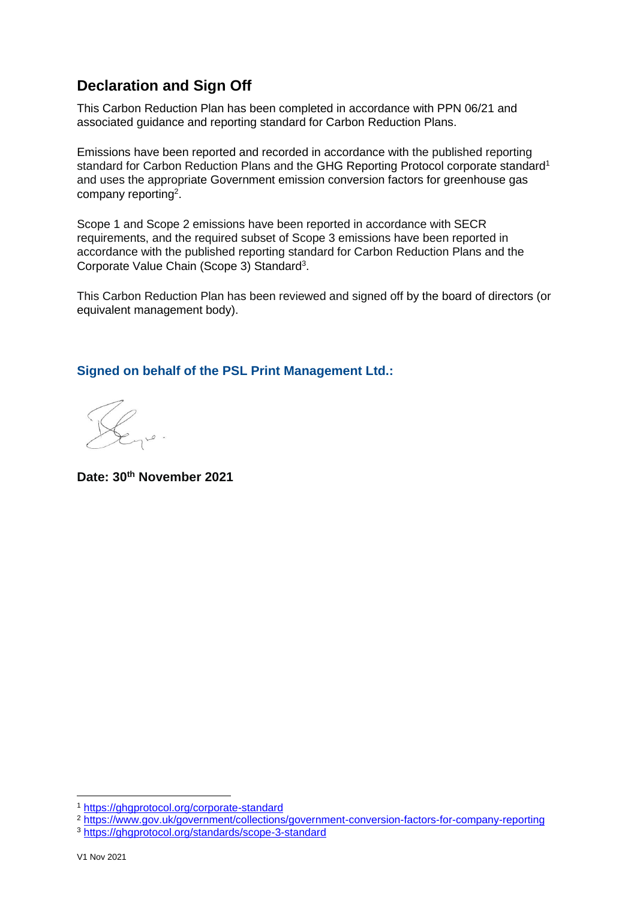## Declaration and Sign Off

This Carbon Reduction Plan has been completed in accordance with PPN 06/21 and associated guidance and reporting standard for Carbon Reduction Plans.

Emissions have been reported and recorded in accordance with the published reporting standard for Carbon Reduction Plans and the GHG Reporting Protocol corporate standard[1] and uses the appropriate Government emission conversion factors for greenhouse gas company reporting[2].

Scope 1 and Scope 2 emissions have been reported in accordance with SECR requirements, and the required subset of Scope 3 emissions have been reported in accordance with the published reporting standard for Carbon Reduction Plans and the Corporate Value Chain (Scope 3) Standard[3].

This Carbon Reduction Plan has been reviewed and signed off by the board of directors (or equivalent management body).

**Signed on behalf of the PSL Print Management Ltd.:**

**Date: 30th November 2021**

[1] https://ghgprotocol.org/corporate-standard

[2] https://www.gov.uk/government/collections/government-conversion-factors-for-company-reporting

[3] https://ghgprotocol.org/standards/scope-3-standard

V1 Nov 2021